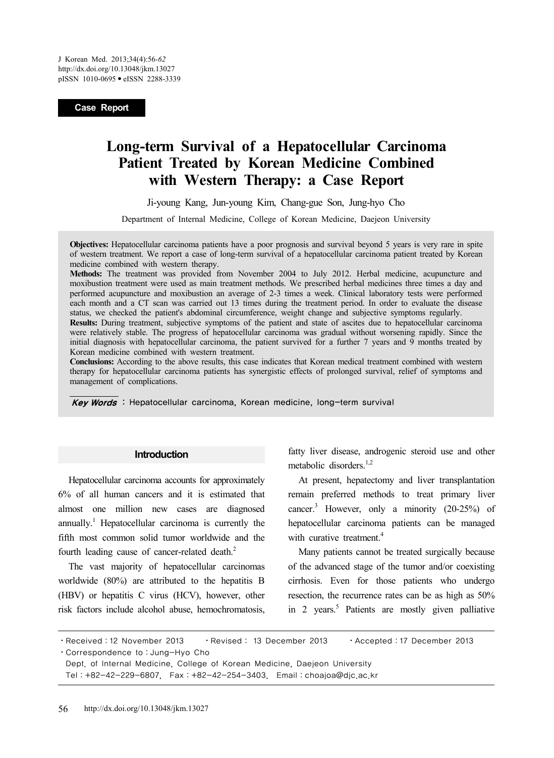Case Report

# Long-term Survival of a Hepatocellular Carcinoma Patient Treated by Korean Medicine Combined with Western Therapy: a Case Report

Ji-young Kang, Jun-young Kim, Chang-gue Son, Jung-hyo Cho

Department of Internal Medicine, College of Korean Medicine, Daejeon University

**Objectives:** Hepatocellular carcinoma patients have a poor prognosis and survival beyond 5 years is very rare in spite of western treatment. We report a case of long-term survival of a hepatocellular carcinoma patient treated by Korean medicine combined with western therapy.

**Methods:** The treatment was provided from November 2004 to July 2012. Herbal medicine, acupuncture and moxibustion treatment were used as main treatment methods. We prescribed herbal medicines three times a day and performed acupuncture and moxibustion an average of 2-3 times a week. Clinical laboratory tests were performed each month and a CT scan was carried out 13 times during the treatment period. In order to evaluate the disease status, we checked the patient's abdominal circumference, weight change and subjective symptoms regularly.

**Results:** During treatment, subjective symptoms of the patient and state of ascites due to hepatocellular carcinoma were relatively stable. The progress of hepatocellular carcinoma was gradual without worsening rapidly. Since the initial diagnosis with hepatocellular carcinoma, the patient survived for a further 7 years and 9 months treated by Korean medicine combined with western treatment.

**Conclusions:** According to the above results, this case indicates that Korean medical treatment combined with western therapy for hepatocellular carcinoma patients has synergistic effects of prolonged survival, relief of symptoms and management of complications.

***Key Words*** : Hepatocellular carcinoma, Korean medicine, long-term survival

## Introduction

Hepatocellular carcinoma accounts for approximately 6% of all human cancers and it is estimated that almost one million new cases are diagnosed annually.[1] Hepatocellular carcinoma is currently the fifth most common solid tumor worldwide and the fourth leading cause of cancer-related death.[2]

The vast majority of hepatocellular carcinomas worldwide (80%) are attributed to the hepatitis B (HBV) or hepatitis C virus (HCV), however, other risk factors include alcohol abuse, hemochromatosis, fatty liver disease, androgenic steroid use and other metabolic disorders.[1,2]

At present, hepatectomy and liver transplantation remain preferred methods to treat primary liver cancer.[3] However, only a minority (20-25%) of hepatocellular carcinoma patients can be managed with curative treatment.[4]

Many patients cannot be treated surgically because of the advanced stage of the tumor and/or coexisting cirrhosis. Even for those patients who undergo resection, the recurrence rates can be as high as 50% in 2 years.[5] Patients are mostly given palliative

---

· Received : 12 November 2013 · Revised : 13 December 2013 · Accepted : 17 December 2013

· Correspondence to : Jung-Hyo Cho

Dept. of Internal Medicine, College of Korean Medicine, Daejeon University

Tel : +82-42-229-6807, Fax : +82-42-254-3403, Email : choajoa@djc.ac.kr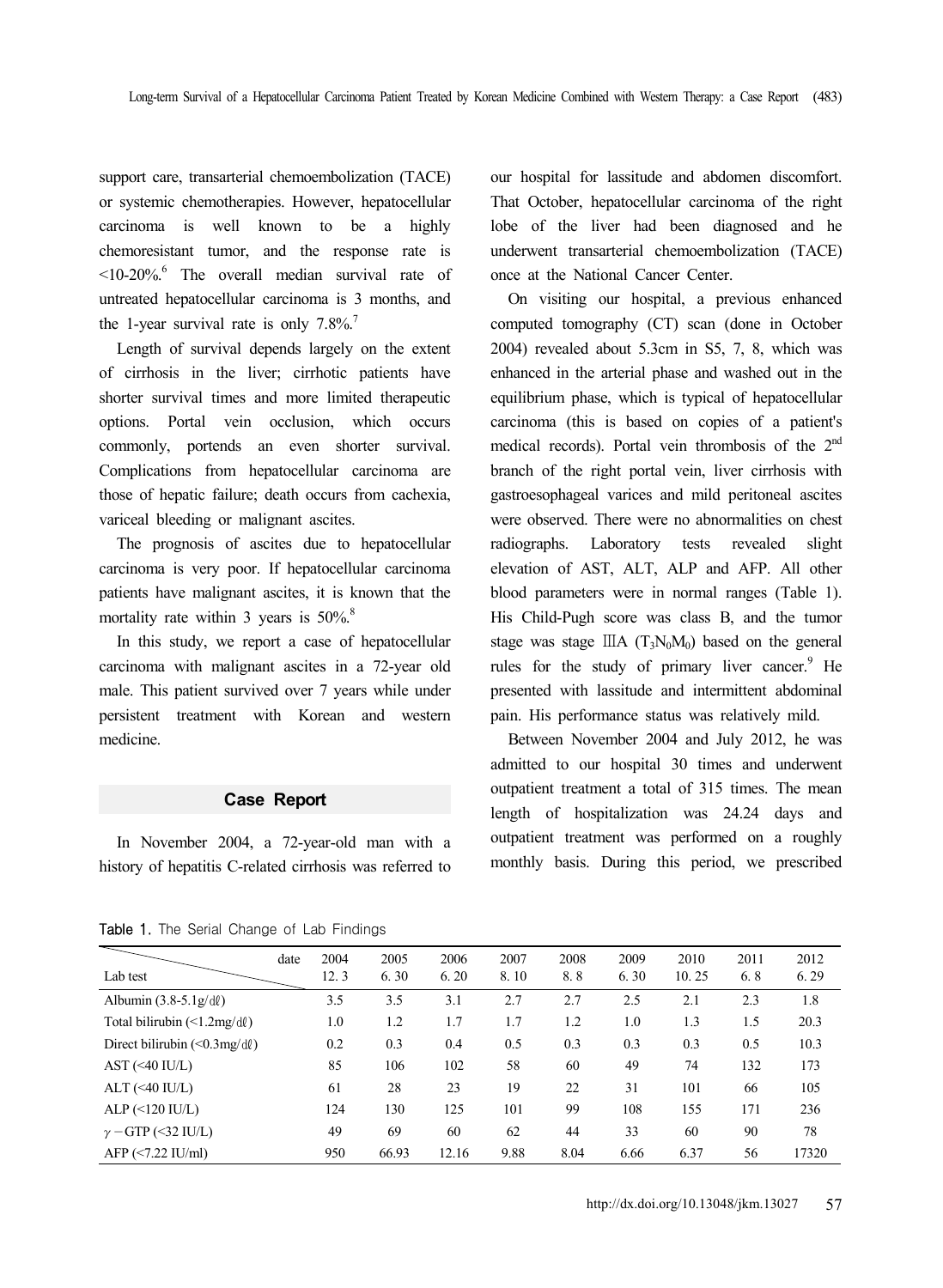support care, transarterial chemoembolization (TACE) or systemic chemotherapies. However, hepatocellular carcinoma is well known to be a highly chemoresistant tumor, and the response rate is <10-20%.[6] The overall median survival rate of untreated hepatocellular carcinoma is 3 months, and the 1-year survival rate is only 7.8%.[7]

Length of survival depends largely on the extent of cirrhosis in the liver; cirrhotic patients have shorter survival times and more limited therapeutic options. Portal vein occlusion, which occurs commonly, portends an even shorter survival. Complications from hepatocellular carcinoma are those of hepatic failure; death occurs from cachexia, variceal bleeding or malignant ascites.

The prognosis of ascites due to hepatocellular carcinoma is very poor. If hepatocellular carcinoma patients have malignant ascites, it is known that the mortality rate within 3 years is 50%.[8]

In this study, we report a case of hepatocellular carcinoma with malignant ascites in a 72-year old male. This patient survived over 7 years while under persistent treatment with Korean and western medicine.

## Case Report

In November 2004, a 72-year-old man with a history of hepatitis C-related cirrhosis was referred to our hospital for lassitude and abdomen discomfort. That October, hepatocellular carcinoma of the right lobe of the liver had been diagnosed and he underwent transarterial chemoembolization (TACE) once at the National Cancer Center.

On visiting our hospital, a previous enhanced computed tomography (CT) scan (done in October 2004) revealed about 5.3cm in S5, 7, 8, which was enhanced in the arterial phase and washed out in the equilibrium phase, which is typical of hepatocellular carcinoma (this is based on copies of a patient's medical records). Portal vein thrombosis of the 2nd branch of the right portal vein, liver cirrhosis with gastroesophageal varices and mild peritoneal ascites were observed. There were no abnormalities on chest radiographs. Laboratory tests revealed slight elevation of AST, ALT, ALP and AFP. All other blood parameters were in normal ranges (Table 1). His Child-Pugh score was class B, and the tumor stage was stage ⅢA ($T_3N_0M_0$) based on the general rules for the study of primary liver cancer.[9] He presented with lassitude and intermittent abdominal pain. His performance status was relatively mild.

Between November 2004 and July 2012, he was admitted to our hospital 30 times and underwent outpatient treatment a total of 315 times. The mean length of hospitalization was 24.24 days and outpatient treatment was performed on a roughly monthly basis. During this period, we prescribed

Table 1. The Serial Change of Lab Findings

| Lab test \ date | 2004 12. 3 | 2005 6. 30 | 2006 6. 20 | 2007 8. 10 | 2008 8. 8 | 2009 6. 30 | 2010 10. 25 | 2011 6. 8 | 2012 6. 29 |
|---|---|---|---|---|---|---|---|---|---|
| Albumin (3.8-5.1g/dℓ) | 3.5 | 3.5 | 3.1 | 2.7 | 2.7 | 2.5 | 2.1 | 2.3 | 1.8 |
| Total bilirubin (<1.2mg/dℓ) | 1.0 | 1.2 | 1.7 | 1.7 | 1.2 | 1.0 | 1.3 | 1.5 | 20.3 |
| Direct bilirubin (<0.3mg/dℓ) | 0.2 | 0.3 | 0.4 | 0.5 | 0.3 | 0.3 | 0.3 | 0.5 | 10.3 |
| AST (<40 IU/L) | 85 | 106 | 102 | 58 | 60 | 49 | 74 | 132 | 173 |
| ALT (<40 IU/L) | 61 | 28 | 23 | 19 | 22 | 31 | 101 | 66 | 105 |
| ALP (<120 IU/L) | 124 | 130 | 125 | 101 | 99 | 108 | 155 | 171 | 236 |
| $\gamma$ − GTP (<32 IU/L) | 49 | 69 | 60 | 62 | 44 | 33 | 60 | 90 | 78 |
| AFP (<7.22 IU/ml) | 950 | 66.93 | 12.16 | 9.88 | 8.04 | 6.66 | 6.37 | 56 | 17320 |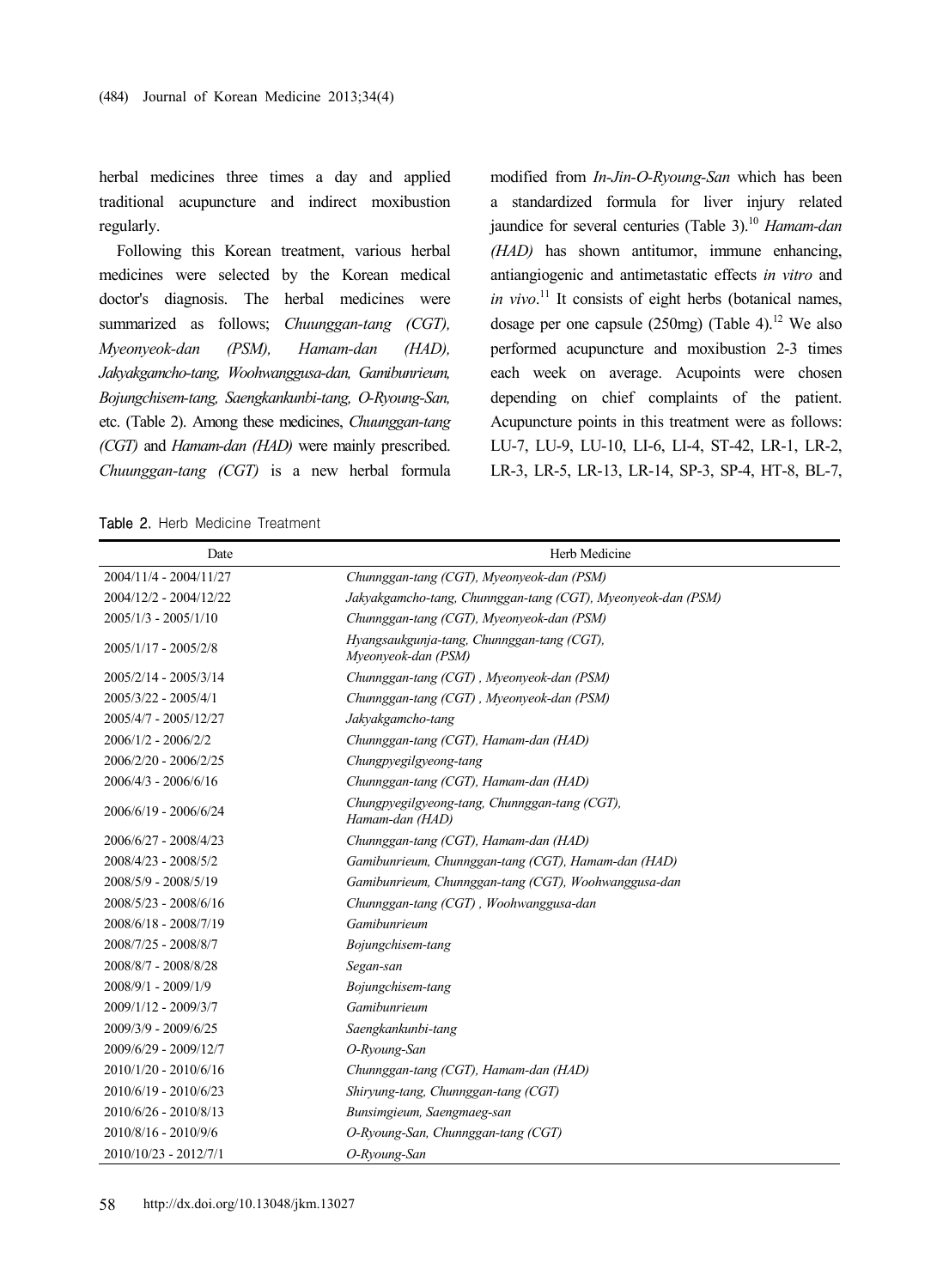herbal medicines three times a day and applied traditional acupuncture and indirect moxibustion regularly.

Following this Korean treatment, various herbal medicines were selected by the Korean medical doctor's diagnosis. The herbal medicines were summarized as follows; *Chuunggan-tang (CGT), Myeonyeok-dan (PSM), Hamam-dan (HAD), Jakyakgamcho-tang, Woohwanggusa-dan, Gamibunrieum, Bojungchisem-tang, Saengkankunbi-tang, O-Ryoung-San,* etc. (Table 2). Among these medicines, *Chuunggan-tang (CGT)* and *Hamam-dan (HAD)* were mainly prescribed. *Chuunggan-tang (CGT)* is a new herbal formula modified from *In-Jin-O-Ryoung-San* which has been a standardized formula for liver injury related jaundice for several centuries (Table 3).[10] *Hamam-dan (HAD)* has shown antitumor, immune enhancing, antiangiogenic and antimetastatic effects *in vitro* and *in vivo*.[11] It consists of eight herbs (botanical names, dosage per one capsule (250mg) (Table 4).[12] We also performed acupuncture and moxibustion 2-3 times each week on average. Acupoints were chosen depending on chief complaints of the patient. Acupuncture points in this treatment were as follows: LU-7, LU-9, LU-10, LI-6, LI-4, ST-42, LR-1, LR-2, LR-3, LR-5, LR-13, LR-14, SP-3, SP-4, HT-8, BL-7,

**Table 2.** Herb Medicine Treatment

| Date | Herb Medicine |
|---|---|
| 2004/11/4 - 2004/11/27 | *Chunnggan-tang (CGT), Myeonyeok-dan (PSM)* |
| 2004/12/2 - 2004/12/22 | *Jakyakgamcho-tang, Chunnggan-tang (CGT), Myeonyeok-dan (PSM)* |
| 2005/1/3 - 2005/1/10 | *Chunnggan-tang (CGT), Myeonyeok-dan (PSM)* |
| 2005/1/17 - 2005/2/8 | *Hyangsaukgunja-tang, Chunnggan-tang (CGT), Myeonyeok-dan (PSM)* |
| 2005/2/14 - 2005/3/14 | *Chunnggan-tang (CGT) , Myeonyeok-dan (PSM)* |
| 2005/3/22 - 2005/4/1 | *Chunnggan-tang (CGT) , Myeonyeok-dan (PSM)* |
| 2005/4/7 - 2005/12/27 | *Jakyakgamcho-tang* |
| 2006/1/2 - 2006/2/2 | *Chunnggan-tang (CGT), Hamam-dan (HAD)* |
| 2006/2/20 - 2006/2/25 | *Chungpyegilgyeong-tang* |
| 2006/4/3 - 2006/6/16 | *Chunnggan-tang (CGT), Hamam-dan (HAD)* |
| 2006/6/19 - 2006/6/24 | *Chungpyegilgyeong-tang, Chunnggan-tang (CGT), Hamam-dan (HAD)* |
| 2006/6/27 - 2008/4/23 | *Chunnggan-tang (CGT), Hamam-dan (HAD)* |
| 2008/4/23 - 2008/5/2 | *Gamibunrieum, Chunnggan-tang (CGT), Hamam-dan (HAD)* |
| 2008/5/9 - 2008/5/19 | *Gamibunrieum, Chunnggan-tang (CGT), Woohwanggusa-dan* |
| 2008/5/23 - 2008/6/16 | *Chunnggan-tang (CGT) , Woohwanggusa-dan* |
| 2008/6/18 - 2008/7/19 | *Gamibunrieum* |
| 2008/7/25 - 2008/8/7 | *Bojungchisem-tang* |
| 2008/8/7 - 2008/8/28 | *Segan-san* |
| 2008/9/1 - 2009/1/9 | *Bojungchisem-tang* |
| 2009/1/12 - 2009/3/7 | *Gamibunrieum* |
| 2009/3/9 - 2009/6/25 | *Saengkankunbi-tang* |
| 2009/6/29 - 2009/12/7 | *O-Ryoung-San* |
| 2010/1/20 - 2010/6/16 | *Chunnggan-tang (CGT), Hamam-dan (HAD)* |
| 2010/6/19 - 2010/6/23 | *Shiryung-tang, Chunnggan-tang (CGT)* |
| 2010/6/26 - 2010/8/13 | *Bunsimgieum, Saengmaeg-san* |
| 2010/8/16 - 2010/9/6 | *O-Ryoung-San, Chunnggan-tang (CGT)* |
| 2010/10/23 - 2012/7/1 | *O-Ryoung-San* |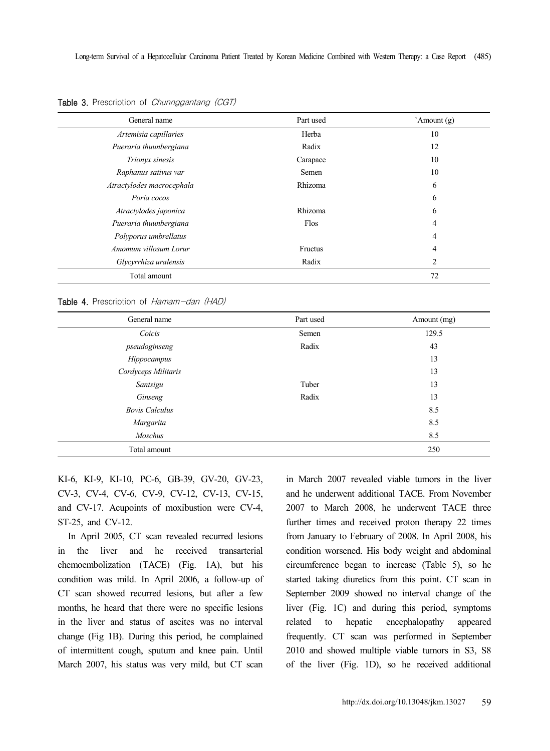Table 3. Prescription of *Chunnggantang (CGT)*

| General name | Part used | `Amount (g) |
|---|---|---|
| *Artemisia capillaries* | Herba | 10 |
| *Pueraria thuunbergiana* | Radix | 12 |
| *Trionyx sinesis* | Carapace | 10 |
| *Raphanus sativus var* | Semen | 10 |
| *Atractylodes macrocephala* | Rhizoma | 6 |
| *Poria cocos* | | 6 |
| *Atractylodes japonica* | Rhizoma | 6 |
| *Pueraria thuunbergiana* | Flos | 4 |
| *Polyporus umbrellatus* | | 4 |
| *Amomum villosum Lorur* | Fructus | 4 |
| *Glycyrrhiza uralensis* | Radix | 2 |
| Total amount | | 72 |

Table 4. Prescription of *Hamam-dan (HAD)*

| General name | Part used | Amount (mg) |
|---|---|---|
| *Coicis* | Semen | 129.5 |
| *pseudoginseng* | Radix | 43 |
| *Hippocampus* | | 13 |
| *Cordyceps Militaris* | | 13 |
| *Santsigu* | Tuber | 13 |
| *Ginseng* | Radix | 13 |
| *Bovis Calculus* | | 8.5 |
| *Margarita* | | 8.5 |
| *Moschus* | | 8.5 |
| Total amount | | 250 |

KI-6, KI-9, KI-10, PC-6, GB-39, GV-20, GV-23, CV-3, CV-4, CV-6, CV-9, CV-12, CV-13, CV-15, and CV-17. Acupoints of moxibustion were CV-4, ST-25, and CV-12.

In April 2005, CT scan revealed recurred lesions in the liver and he received transarterial chemoembolization (TACE) (Fig. 1A), but his condition was mild. In April 2006, a follow-up of CT scan showed recurred lesions, but after a few months, he heard that there were no specific lesions in the liver and status of ascites was no interval change (Fig 1B). During this period, he complained of intermittent cough, sputum and knee pain. Until March 2007, his status was very mild, but CT scan in March 2007 revealed viable tumors in the liver and he underwent additional TACE. From November 2007 to March 2008, he underwent TACE three further times and received proton therapy 22 times from January to February of 2008. In April 2008, his condition worsened. His body weight and abdominal circumference began to increase (Table 5), so he started taking diuretics from this point. CT scan in September 2009 showed no interval change of the liver (Fig. 1C) and during this period, symptoms related to hepatic encephalopathy appeared frequently. CT scan was performed in September 2010 and showed multiple viable tumors in S3, S8 of the liver (Fig. 1D), so he received additional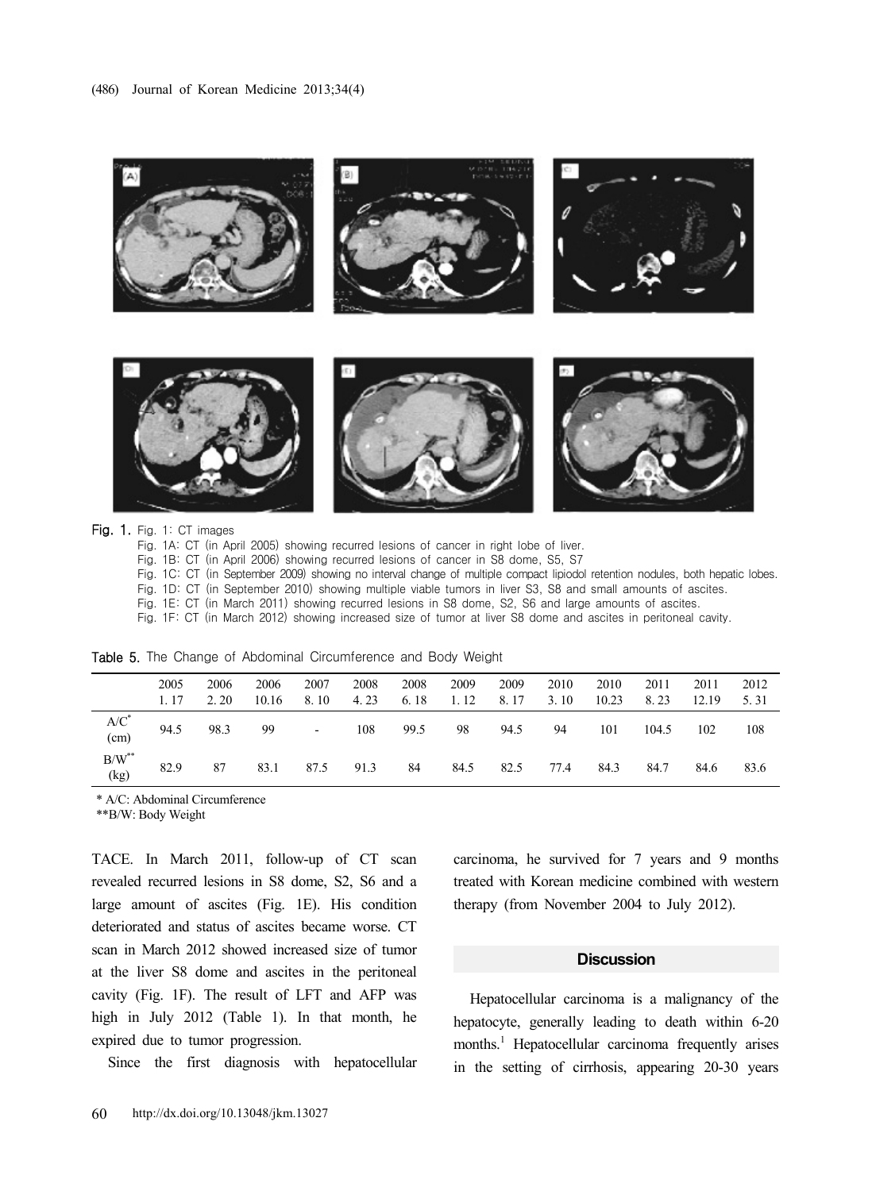Fig. 1. Fig. 1: CT images

Fig. 1A: CT (in April 2005) showing recurred lesions of cancer in right lobe of liver.

Fig. 1B: CT (in April 2006) showing recurred lesions of cancer in S8 dome, S5, S7

Fig. 1C: CT (in September 2009) showing no interval change of multiple compact lipiodol retention nodules, both hepatic lobes.

Fig. 1D: CT (in September 2010) showing multiple viable tumors in liver S3, S8 and small amounts of ascites.

Fig. 1E: CT (in March 2011) showing recurred lesions in S8 dome, S2, S6 and large amounts of ascites.

Fig. 1F: CT (in March 2012) showing increased size of tumor at liver S8 dome and ascites in peritoneal cavity.

Table 5. The Change of Abdominal Circumference and Body Weight

| | 2005 1. 17 | 2006 2. 20 | 2006 10.16 | 2007 8. 10 | 2008 4. 23 | 2008 6. 18 | 2009 1. 12 | 2009 8. 17 | 2010 3. 10 | 2010 10.23 | 2011 8. 23 | 2011 12.19 | 2012 5. 31 |
|---|---|---|---|---|---|---|---|---|---|---|---|---|---|
| A/C* (cm) | 94.5 | 98.3 | 99 | - | 108 | 99.5 | 98 | 94.5 | 94 | 101 | 104.5 | 102 | 108 |
| B/W** (kg) | 82.9 | 87 | 83.1 | 87.5 | 91.3 | 84 | 84.5 | 82.5 | 77.4 | 84.3 | 84.7 | 84.6 | 83.6 |

* A/C: Abdominal Circumference

**B/W: Body Weight

TACE. In March 2011, follow-up of CT scan revealed recurred lesions in S8 dome, S2, S6 and a large amount of ascites (Fig. 1E). His condition deteriorated and status of ascites became worse. CT scan in March 2012 showed increased size of tumor at the liver S8 dome and ascites in the peritoneal cavity (Fig. 1F). The result of LFT and AFP was high in July 2012 (Table 1). In that month, he expired due to tumor progression.

Since the first diagnosis with hepatocellular carcinoma, he survived for 7 years and 9 months treated with Korean medicine combined with western therapy (from November 2004 to July 2012).

## Discussion

Hepatocellular carcinoma is a malignancy of the hepatocyte, generally leading to death within 6-20 months.[1] Hepatocellular carcinoma frequently arises in the setting of cirrhosis, appearing 20-30 years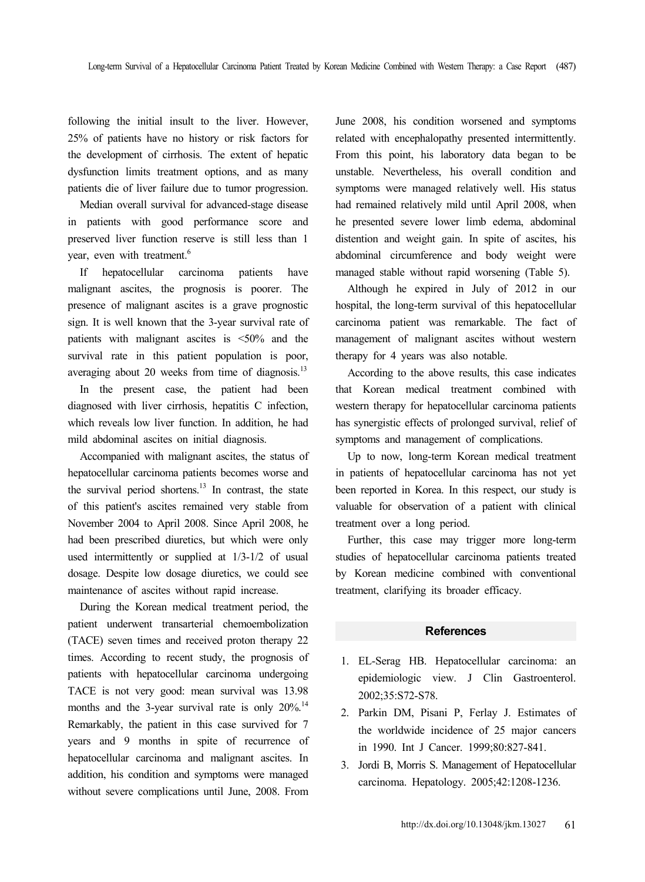following the initial insult to the liver. However, 25% of patients have no history or risk factors for the development of cirrhosis. The extent of hepatic dysfunction limits treatment options, and as many patients die of liver failure due to tumor progression.

Median overall survival for advanced-stage disease in patients with good performance score and preserved liver function reserve is still less than 1 year, even with treatment.[6]

If hepatocellular carcinoma patients have malignant ascites, the prognosis is poorer. The presence of malignant ascites is a grave prognostic sign. It is well known that the 3-year survival rate of patients with malignant ascites is <50% and the survival rate in this patient population is poor, averaging about 20 weeks from time of diagnosis.[13]

In the present case, the patient had been diagnosed with liver cirrhosis, hepatitis C infection, which reveals low liver function. In addition, he had mild abdominal ascites on initial diagnosis.

Accompanied with malignant ascites, the status of hepatocellular carcinoma patients becomes worse and the survival period shortens.[13] In contrast, the state of this patient's ascites remained very stable from November 2004 to April 2008. Since April 2008, he had been prescribed diuretics, but which were only used intermittently or supplied at 1/3-1/2 of usual dosage. Despite low dosage diuretics, we could see maintenance of ascites without rapid increase.

During the Korean medical treatment period, the patient underwent transarterial chemoembolization (TACE) seven times and received proton therapy 22 times. According to recent study, the prognosis of patients with hepatocellular carcinoma undergoing TACE is not very good: mean survival was 13.98 months and the 3-year survival rate is only 20%.[14] Remarkably, the patient in this case survived for 7 years and 9 months in spite of recurrence of hepatocellular carcinoma and malignant ascites. In addition, his condition and symptoms were managed without severe complications until June, 2008. From June 2008, his condition worsened and symptoms related with encephalopathy presented intermittently. From this point, his laboratory data began to be unstable. Nevertheless, his overall condition and symptoms were managed relatively well. His status had remained relatively mild until April 2008, when he presented severe lower limb edema, abdominal distention and weight gain. In spite of ascites, his abdominal circumference and body weight were managed stable without rapid worsening (Table 5).

Although he expired in July of 2012 in our hospital, the long-term survival of this hepatocellular carcinoma patient was remarkable. The fact of management of malignant ascites without western therapy for 4 years was also notable.

According to the above results, this case indicates that Korean medical treatment combined with western therapy for hepatocellular carcinoma patients has synergistic effects of prolonged survival, relief of symptoms and management of complications.

Up to now, long-term Korean medical treatment in patients of hepatocellular carcinoma has not yet been reported in Korea. In this respect, our study is valuable for observation of a patient with clinical treatment over a long period.

Further, this case may trigger more long-term studies of hepatocellular carcinoma patients treated by Korean medicine combined with conventional treatment, clarifying its broader efficacy.

## References

1. EL-Serag HB. Hepatocellular carcinoma: an epidemiologic view. J Clin Gastroenterol. 2002;35:S72-S78.
2. Parkin DM, Pisani P, Ferlay J. Estimates of the worldwide incidence of 25 major cancers in 1990. Int J Cancer. 1999;80:827-841.
3. Jordi B, Morris S. Management of Hepatocellular carcinoma. Hepatology. 2005;42:1208-1236.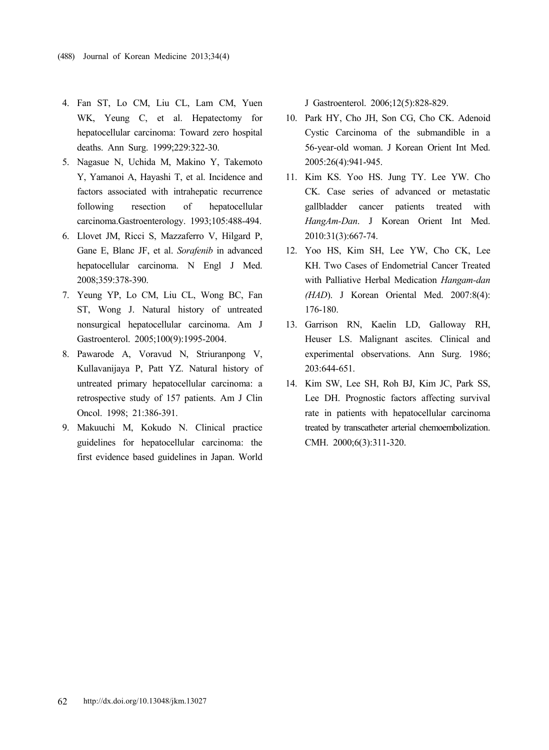4. Fan ST, Lo CM, Liu CL, Lam CM, Yuen WK, Yeung C, et al. Hepatectomy for hepatocellular carcinoma: Toward zero hospital deaths. Ann Surg. 1999;229:322-30.
5. Nagasue N, Uchida M, Makino Y, Takemoto Y, Yamanoi A, Hayashi T, et al. Incidence and factors associated with intrahepatic recurrence following resection of hepatocellular carcinoma.Gastroenterology. 1993;105:488-494.
6. Llovet JM, Ricci S, Mazzaferro V, Hilgard P, Gane E, Blanc JF, et al. *Sorafenib* in advanced hepatocellular carcinoma. N Engl J Med. 2008;359:378-390.
7. Yeung YP, Lo CM, Liu CL, Wong BC, Fan ST, Wong J. Natural history of untreated nonsurgical hepatocellular carcinoma. Am J Gastroenterol. 2005;100(9):1995-2004.
8. Pawarode A, Voravud N, Striuranpong V, Kullavanijaya P, Patt YZ. Natural history of untreated primary hepatocellular carcinoma: a retrospective study of 157 patients. Am J Clin Oncol. 1998; 21:386-391.
9. Makuuchi M, Kokudo N. Clinical practice guidelines for hepatocellular carcinoma: the first evidence based guidelines in Japan. World J Gastroenterol. 2006;12(5):828-829.
10. Park HY, Cho JH, Son CG, Cho CK. Adenoid Cystic Carcinoma of the submandible in a 56-year-old woman. J Korean Orient Int Med. 2005:26(4):941-945.
11. Kim KS. Yoo HS. Jung TY. Lee YW. Cho CK. Case series of advanced or metastatic gallbladder cancer patients treated with *HangAm-Dan*. J Korean Orient Int Med. 2010:31(3):667-74.
12. Yoo HS, Kim SH, Lee YW, Cho CK, Lee KH. Two Cases of Endometrial Cancer Treated with Palliative Herbal Medication *Hangam-dan (HAD*). J Korean Oriental Med. 2007:8(4): 176-180.
13. Garrison RN, Kaelin LD, Galloway RH, Heuser LS. Malignant ascites. Clinical and experimental observations. Ann Surg. 1986; 203:644-651.
14. Kim SW, Lee SH, Roh BJ, Kim JC, Park SS, Lee DH. Prognostic factors affecting survival rate in patients with hepatocellular carcinoma treated by transcatheter arterial chemoembolization. CMH. 2000;6(3):311-320.